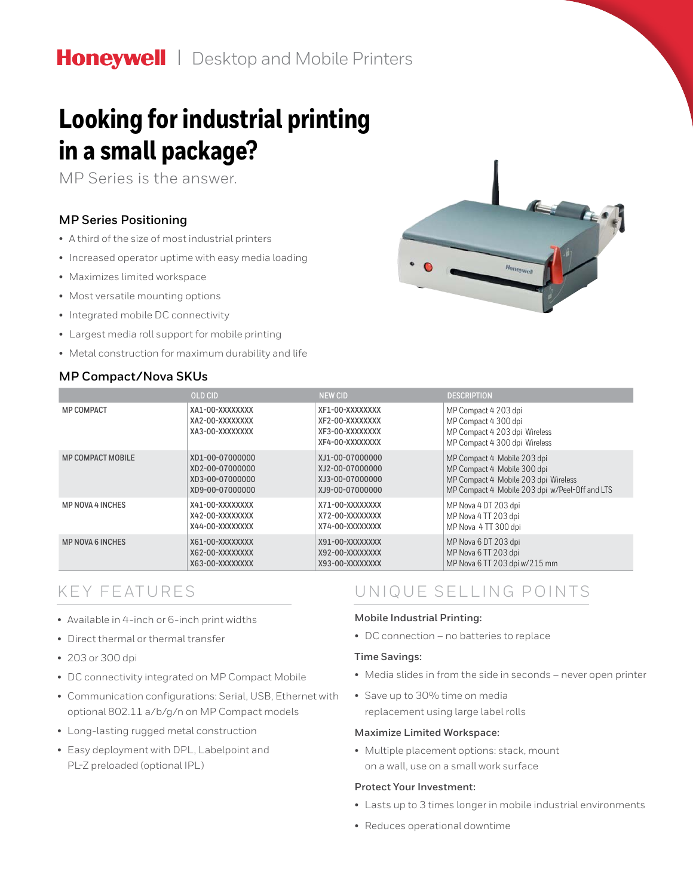**Honeywell** | Desktop and Mobile Printers

# Looking for industrial printing in a small package?

MP Series is the answer.

### MP Series Positioning

- A third of the size of most industrial printers
- Increased operator uptime with easy media loading
- Maximizes limited workspace
- Most versatile mounting options
- Integrated mobile DC connectivity
- Largest media roll support for mobile printing
- Metal construction for maximum durability and life

### MP Compact/Nova SKUs

| | OLD CID | NEW CID | DESCRIPTION |
|---|---|---|---|
| MP COMPACT | XA1-00-XXXXXXXX<br>XA2-00-XXXXXXXX<br>XA3-00-XXXXXXXX | XF1-00-XXXXXXXX<br>XF2-00-XXXXXXXX<br>XF3-00-XXXXXXXX<br>XF4-00-XXXXXXXX | MP Compact 4 203 dpi<br>MP Compact 4 300 dpi<br>MP Compact 4 203 dpi Wireless<br>MP Compact 4 300 dpi Wireless |
| MP COMPACT MOBILE | XD1-00-07000000<br>XD2-00-07000000<br>XD3-00-07000000<br>XD9-00-07000000 | XJ1-00-07000000<br>XJ2-00-07000000<br>XJ3-00-07000000<br>XJ9-00-07000000 | MP Compact 4 Mobile 203 dpi<br>MP Compact 4 Mobile 300 dpi<br>MP Compact 4 Mobile 203 dpi Wireless<br>MP Compact 4 Mobile 203 dpi w/Peel-Off and LTS |
| MP NOVA 4 INCHES | X41-00-XXXXXXXX<br>X42-00-XXXXXXXX<br>X44-00-XXXXXXXX | X71-00-XXXXXXXX<br>X72-00-XXXXXXXX<br>X74-00-XXXXXXXX | MP Nova 4 DT 203 dpi<br>MP Nova 4 TT 203 dpi<br>MP Nova 4 TT 300 dpi |
| MP NOVA 6 INCHES | X61-00-XXXXXXXX<br>X62-00-XXXXXXXX<br>X63-00-XXXXXXXX | X91-00-XXXXXXXX<br>X92-00-XXXXXXXX<br>X93-00-XXXXXXXX | MP Nova 6 DT 203 dpi<br>MP Nova 6 TT 203 dpi<br>MP Nova 6 TT 203 dpi w/215 mm |

## KEY FEATURES

- Available in 4-inch or 6-inch print widths
- Direct thermal or thermal transfer
- 203 or 300 dpi
- DC connectivity integrated on MP Compact Mobile
- Communication configurations: Serial, USB, Ethernet with optional 802.11 a/b/g/n on MP Compact models
- Long-lasting rugged metal construction
- Easy deployment with DPL, Labelpoint and PL-Z preloaded (optional IPL)

## UNIQUE SELLING POINTS

**Mobile Industrial Printing:**

- DC connection – no batteries to replace

**Time Savings:**

- Media slides in from the side in seconds – never open printer
- Save up to 30% time on media replacement using large label rolls

**Maximize Limited Workspace:**

- Multiple placement options: stack, mount on a wall, use on a small work surface

**Protect Your Investment:**

- Lasts up to 3 times longer in mobile industrial environments
- Reduces operational downtime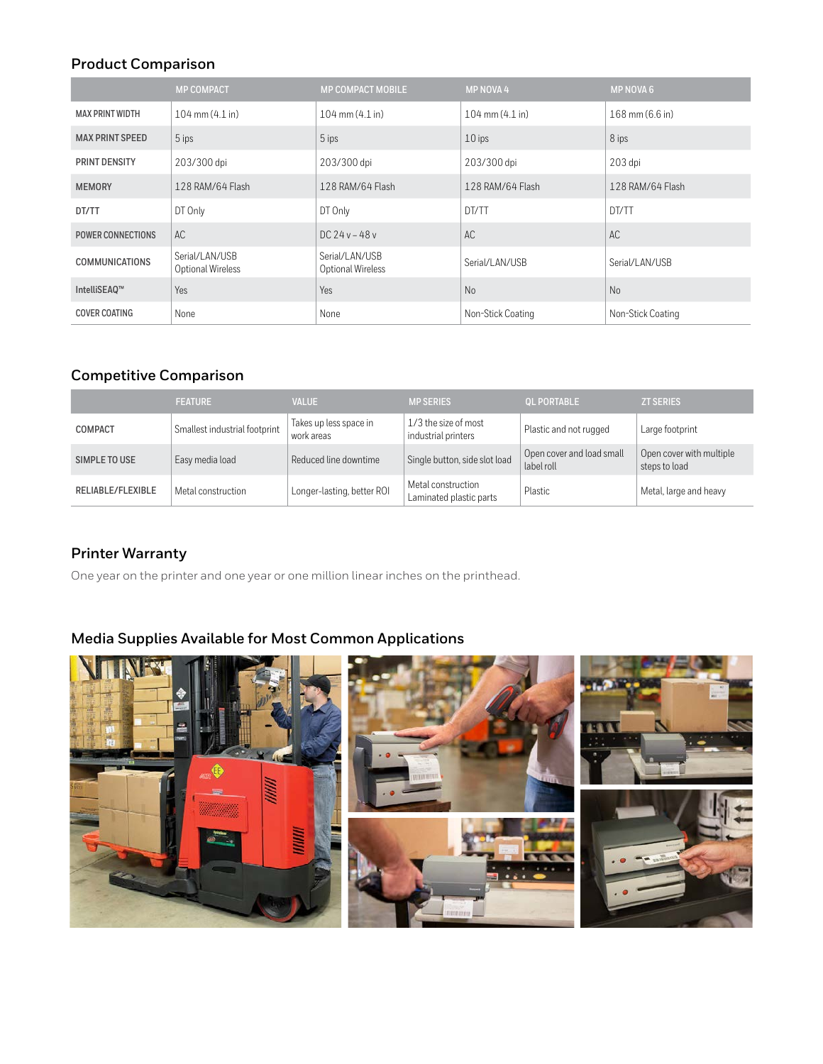## Product Comparison

| | MP COMPACT | MP COMPACT MOBILE | MP NOVA 4 | MP NOVA 6 |
|---|---|---|---|---|
| MAX PRINT WIDTH | 104 mm (4.1 in) | 104 mm (4.1 in) | 104 mm (4.1 in) | 168 mm (6.6 in) |
| MAX PRINT SPEED | 5 ips | 5 ips | 10 ips | 8 ips |
| PRINT DENSITY | 203/300 dpi | 203/300 dpi | 203/300 dpi | 203 dpi |
| MEMORY | 128 RAM/64 Flash | 128 RAM/64 Flash | 128 RAM/64 Flash | 128 RAM/64 Flash |
| DT/TT | DT Only | DT Only | DT/TT | DT/TT |
| POWER CONNECTIONS | AC | DC 24 v – 48 v | AC | AC |
| COMMUNICATIONS | Serial/LAN/USB Optional Wireless | Serial/LAN/USB Optional Wireless | Serial/LAN/USB | Serial/LAN/USB |
| IntelliSEAQ™ | Yes | Yes | No | No |
| COVER COATING | None | None | Non-Stick Coating | Non-Stick Coating |

## Competitive Comparison

| | FEATURE | VALUE | MP SERIES | QL PORTABLE | ZT SERIES |
|---|---|---|---|---|---|
| COMPACT | Smallest industrial footprint | Takes up less space in work areas | 1/3 the size of most industrial printers | Plastic and not rugged | Large footprint |
| SIMPLE TO USE | Easy media load | Reduced line downtime | Single button, side slot load | Open cover and load small label roll | Open cover with multiple steps to load |
| RELIABLE/FLEXIBLE | Metal construction | Longer-lasting, better ROI | Metal construction Laminated plastic parts | Plastic | Metal, large and heavy |

## Printer Warranty

One year on the printer and one year or one million linear inches on the printhead.

## Media Supplies Available for Most Common Applications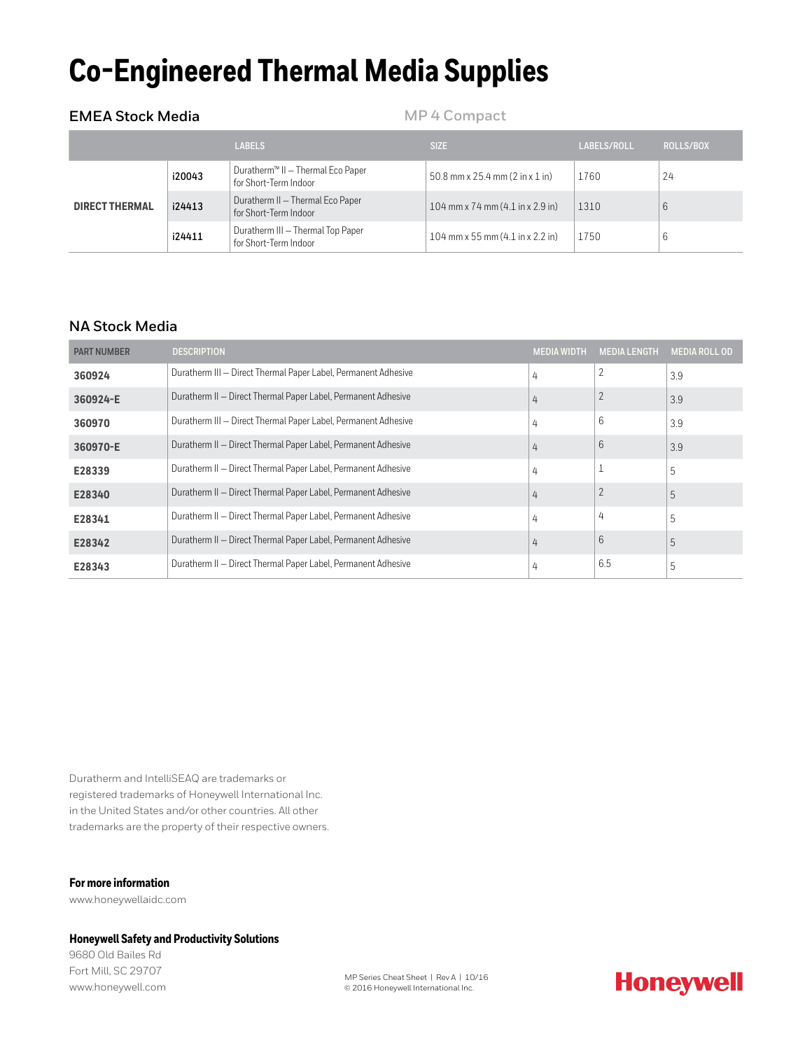# Co-Engineered Thermal Media Supplies

## EMEA Stock Media

MP 4 Compact

| | | LABELS | SIZE | LABELS/ROLL | ROLLS/BOX |
|---|---|---|---|---|---|
| **DIRECT THERMAL** | i20043 | Duratherm™ II – Thermal Eco Paper for Short-Term Indoor | 50.8 mm x 25.4 mm (2 in x 1 in) | 1760 | 24 |
| | i24413 | Duratherm II – Thermal Eco Paper for Short-Term Indoor | 104 mm x 74 mm (4.1 in x 2.9 in) | 1310 | 6 |
| | i24411 | Duratherm III – Thermal Top Paper for Short-Term Indoor | 104 mm x 55 mm (4.1 in x 2.2 in) | 1750 | 6 |

## NA Stock Media

| PART NUMBER | DESCRIPTION | MEDIA WIDTH | MEDIA LENGTH | MEDIA ROLL OD |
|---|---|---|---|---|
| **360924** | Duratherm III – Direct Thermal Paper Label, Permanent Adhesive | 4 | 2 | 3.9 |
| **360924-E** | Duratherm II – Direct Thermal Paper Label, Permanent Adhesive | 4 | 2 | 3.9 |
| **360970** | Duratherm III – Direct Thermal Paper Label, Permanent Adhesive | 4 | 6 | 3.9 |
| **360970-E** | Duratherm II – Direct Thermal Paper Label, Permanent Adhesive | 4 | 6 | 3.9 |
| **E28339** | Duratherm II – Direct Thermal Paper Label, Permanent Adhesive | 4 | 1 | 5 |
| **E28340** | Duratherm II – Direct Thermal Paper Label, Permanent Adhesive | 4 | 2 | 5 |
| **E28341** | Duratherm II – Direct Thermal Paper Label, Permanent Adhesive | 4 | 4 | 5 |
| **E28342** | Duratherm II – Direct Thermal Paper Label, Permanent Adhesive | 4 | 6 | 5 |
| **E28343** | Duratherm II – Direct Thermal Paper Label, Permanent Adhesive | 4 | 6.5 | 5 |

Duratherm and IntelliSEAQ are trademarks or registered trademarks of Honeywell International Inc. in the United States and/or other countries. All other trademarks are the property of their respective owners.

**For more information**

www.honeywellaidc.com

**Honeywell Safety and Productivity Solutions**

9680 Old Bailes Rd
Fort Mill, SC 29707
www.honeywell.com

MP Series Cheat Sheet | Rev A | 10/16
© 2016 Honeywell International Inc.

Honeywell